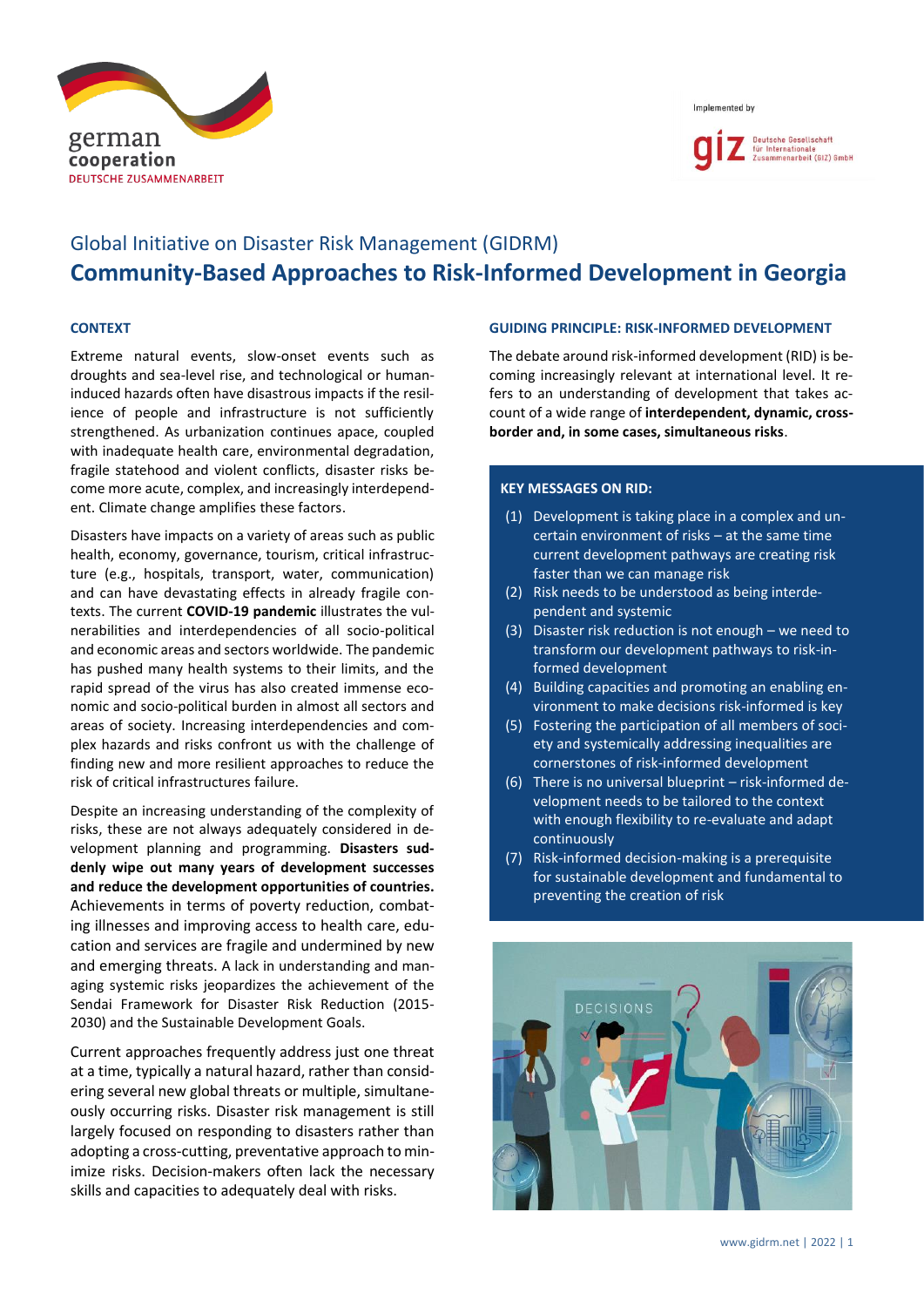# Global Initiative on Disaster Risk Management (GIDRM)

## Community-Based Approaches to Risk-Informed Development in Georgia

### CONTEXT

Extreme natural events, slow-onset events such as droughts and sea-level rise, and technological or human-induced hazards often have disastrous impacts if the resilience of people and infrastructure is not sufficiently strengthened. As urbanization continues apace, coupled with inadequate health care, environmental degradation, fragile statehood and violent conflicts, disaster risks become more acute, complex, and increasingly interdependent. Climate change amplifies these factors.

Disasters have impacts on a variety of areas such as public health, economy, governance, tourism, critical infrastructure (e.g., hospitals, transport, water, communication) and can have devastating effects in already fragile contexts. The current **COVID-19 pandemic** illustrates the vulnerabilities and interdependencies of all socio-political and economic areas and sectors worldwide. The pandemic has pushed many health systems to their limits, and the rapid spread of the virus has also created immense economic and socio-political burden in almost all sectors and areas of society. Increasing interdependencies and complex hazards and risks confront us with the challenge of finding new and more resilient approaches to reduce the risk of critical infrastructures failure.

Despite an increasing understanding of the complexity of risks, these are not always adequately considered in development planning and programming. **Disasters suddenly wipe out many years of development successes and reduce the development opportunities of countries.** Achievements in terms of poverty reduction, combating illnesses and improving access to health care, education and services are fragile and undermined by new and emerging threats. A lack in understanding and managing systemic risks jeopardizes the achievement of the Sendai Framework for Disaster Risk Reduction (2015-2030) and the Sustainable Development Goals.

Current approaches frequently address just one threat at a time, typically a natural hazard, rather than considering several new global threats or multiple, simultaneously occurring risks. Disaster risk management is still largely focused on responding to disasters rather than adopting a cross-cutting, preventative approach to minimize risks. Decision-makers often lack the necessary skills and capacities to adequately deal with risks.

### GUIDING PRINCIPLE: RISK-INFORMED DEVELOPMENT

The debate around risk-informed development (RID) is becoming increasingly relevant at international level. It refers to an understanding of development that takes account of a wide range of **interdependent, dynamic, cross-border and, in some cases, simultaneous risks**.

#### KEY MESSAGES ON RID:

(1) Development is taking place in a complex and uncertain environment of risks – at the same time current development pathways are creating risk faster than we can manage risk

(2) Risk needs to be understood as being interdependent and systemic

(3) Disaster risk reduction is not enough – we need to transform our development pathways to risk-informed development

(4) Building capacities and promoting an enabling environment to make decisions risk-informed is key

(5) Fostering the participation of all members of society and systemically addressing inequalities are cornerstones of risk-informed development

(6) There is no universal blueprint – risk-informed development needs to be tailored to the context with enough flexibility to re-evaluate and adapt continuously

(7) Risk-informed decision-making is a prerequisite for sustainable development and fundamental to preventing the creation of risk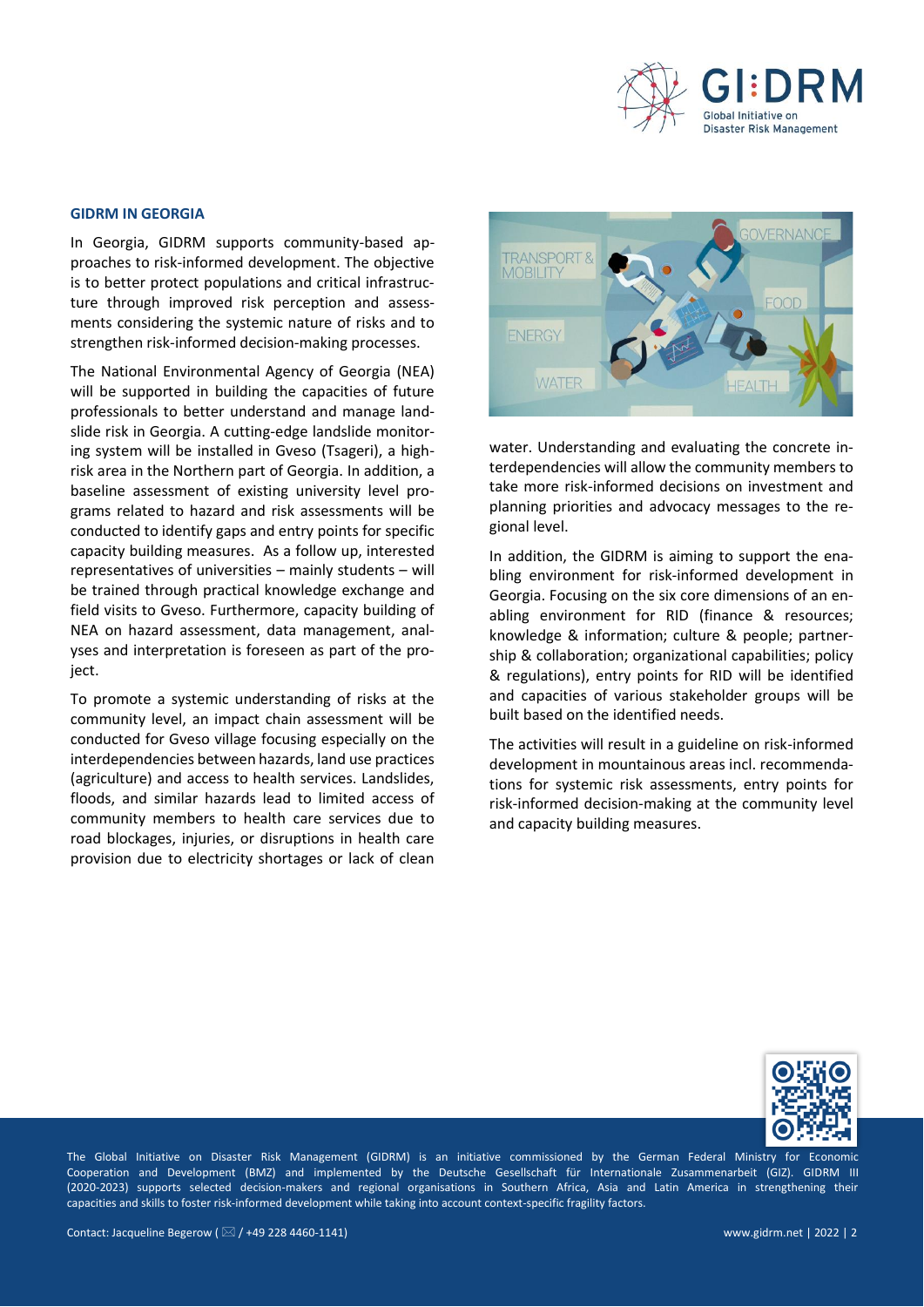## GIDRM IN GEORGIA

In Georgia, GIDRM supports community-based approaches to risk-informed development. The objective is to better protect populations and critical infrastructure through improved risk perception and assessments considering the systemic nature of risks and to strengthen risk-informed decision-making processes.

The National Environmental Agency of Georgia (NEA) will be supported in building the capacities of future professionals to better understand and manage landslide risk in Georgia. A cutting-edge landslide monitoring system will be installed in Gveso (Tsageri), a high-risk area in the Northern part of Georgia. In addition, a baseline assessment of existing university level programs related to hazard and risk assessments will be conducted to identify gaps and entry points for specific capacity building measures. As a follow up, interested representatives of universities – mainly students – will be trained through practical knowledge exchange and field visits to Gveso. Furthermore, capacity building of NEA on hazard assessment, data management, analyses and interpretation is foreseen as part of the project.

To promote a systemic understanding of risks at the community level, an impact chain assessment will be conducted for Gveso village focusing especially on the interdependencies between hazards, land use practices (agriculture) and access to health services. Landslides, floods, and similar hazards lead to limited access of community members to health care services due to road blockages, injuries, or disruptions in health care provision due to electricity shortages or lack of clean water. Understanding and evaluating the concrete interdependencies will allow the community members to take more risk-informed decisions on investment and planning priorities and advocacy messages to the regional level.

In addition, the GIDRM is aiming to support the enabling environment for risk-informed development in Georgia. Focusing on the six core dimensions of an enabling environment for RID (finance & resources; knowledge & information; culture & people; partnership & collaboration; organizational capabilities; policy & regulations), entry points for RID will be identified and capacities of various stakeholder groups will be built based on the identified needs.

The activities will result in a guideline on risk-informed development in mountainous areas incl. recommendations for systemic risk assessments, entry points for risk-informed decision-making at the community level and capacity building measures.

The Global Initiative on Disaster Risk Management (GIDRM) is an initiative commissioned by the German Federal Ministry for Economic Cooperation and Development (BMZ) and implemented by the Deutsche Gesellschaft für Internationale Zusammenarbeit (GIZ). GIDRM III (2020-2023) supports selected decision-makers and regional organisations in Southern Africa, Asia and Latin America in strengthening their capacities and skills to foster risk-informed development while taking into account context-specific fragility factors.

Contact: Jacqueline Begerow ( ✉ / +49 228 4460-1141)

www.gidrm.net | 2022